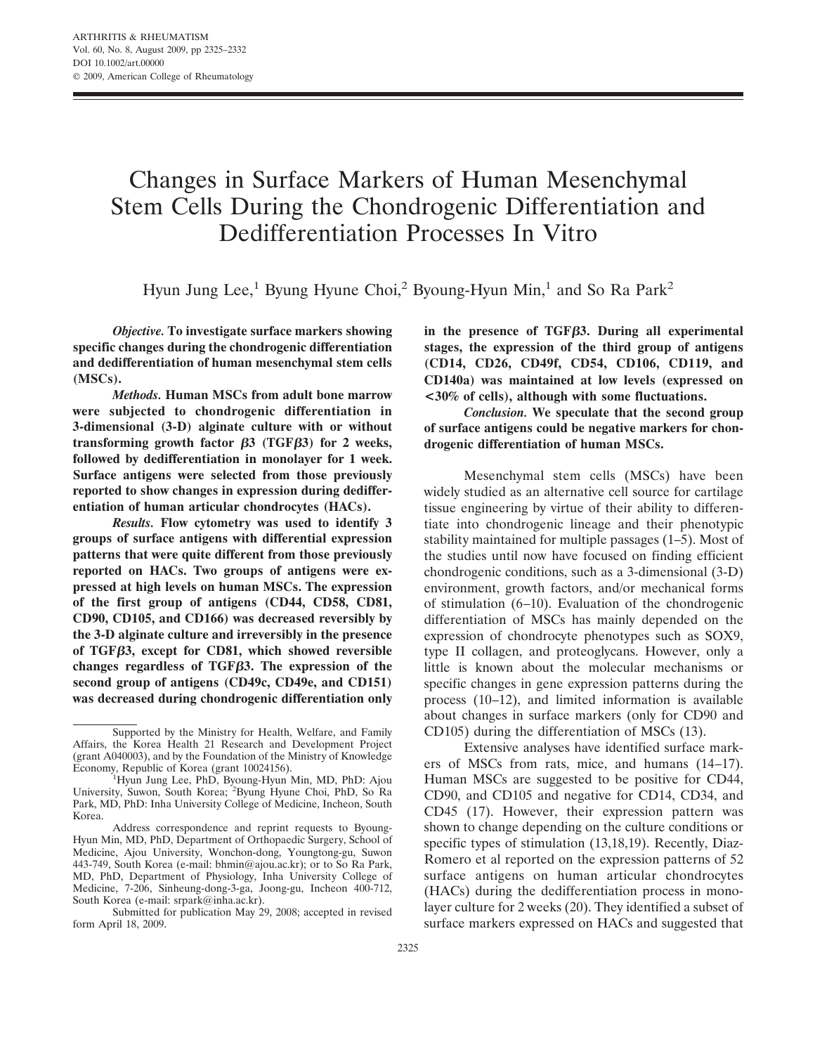# Changes in Surface Markers of Human Mesenchymal Stem Cells During the Chondrogenic Differentiation and Dedifferentiation Processes In Vitro

Hyun Jung Lee,[1] Byung Hyune Choi,[2] Byoung-Hyun Min,[1] and So Ra Park[2]

***Objective.*** **To investigate surface markers showing specific changes during the chondrogenic differentiation and dedifferentiation of human mesenchymal stem cells (MSCs).**

***Methods.*** **Human MSCs from adult bone marrow were subjected to chondrogenic differentiation in 3-dimensional (3-D) alginate culture with or without transforming growth factor $\beta$3 (TGF$\beta$3) for 2 weeks, followed by dedifferentiation in monolayer for 1 week. Surface antigens were selected from those previously reported to show changes in expression during dedifferentiation of human articular chondrocytes (HACs).**

***Results.*** **Flow cytometry was used to identify 3 groups of surface antigens with differential expression patterns that were quite different from those previously reported on HACs. Two groups of antigens were expressed at high levels on human MSCs. The expression of the first group of antigens (CD44, CD58, CD81, CD90, CD105, and CD166) was decreased reversibly by the 3-D alginate culture and irreversibly in the presence of TGF$\beta$3, except for CD81, which showed reversible changes regardless of TGF$\beta$3. The expression of the second group of antigens (CD49c, CD49e, and CD151) was decreased during chondrogenic differentiation only in the presence of TGF$\beta$3. During all experimental stages, the expression of the third group of antigens (CD14, CD26, CD49f, CD54, CD106, CD119, and CD140a) was maintained at low levels (expressed on <30% of cells), although with some fluctuations.**

***Conclusion.*** **We speculate that the second group of surface antigens could be negative markers for chondrogenic differentiation of human MSCs.**

Supported by the Ministry for Health, Welfare, and Family Affairs, the Korea Health 21 Research and Development Project (grant A040003), and by the Foundation of the Ministry of Knowledge Economy, Republic of Korea (grant 10024156).

[1]Hyun Jung Lee, PhD, Byoung-Hyun Min, MD, PhD: Ajou University, Suwon, South Korea; [2]Byung Hyune Choi, PhD, So Ra Park, MD, PhD: Inha University College of Medicine, Incheon, South Korea.

Address correspondence and reprint requests to Byoung-Hyun Min, MD, PhD, Department of Orthopaedic Surgery, School of Medicine, Ajou University, Wonchon-dong, Youngtong-gu, Suwon 443-749, South Korea (e-mail: bhmin@ajou.ac.kr); or to So Ra Park, MD, PhD, Department of Physiology, Inha University College of Medicine, 7-206, Sinheung-dong-3-ga, Joong-gu, Incheon 400-712, South Korea (e-mail: srpark@inha.ac.kr).

Submitted for publication May 29, 2008; accepted in revised form April 18, 2009.

Mesenchymal stem cells (MSCs) have been widely studied as an alternative cell source for cartilage tissue engineering by virtue of their ability to differentiate into chondrogenic lineage and their phenotypic stability maintained for multiple passages (1–5). Most of the studies until now have focused on finding efficient chondrogenic conditions, such as a 3-dimensional (3-D) environment, growth factors, and/or mechanical forms of stimulation (6–10). Evaluation of the chondrogenic differentiation of MSCs has mainly depended on the expression of chondrocyte phenotypes such as SOX9, type II collagen, and proteoglycans. However, only a little is known about the molecular mechanisms or specific changes in gene expression patterns during the process (10–12), and limited information is available about changes in surface markers (only for CD90 and CD105) during the differentiation of MSCs (13).

Extensive analyses have identified surface markers of MSCs from rats, mice, and humans (14–17). Human MSCs are suggested to be positive for CD44, CD90, and CD105 and negative for CD14, CD34, and CD45 (17). However, their expression pattern was shown to change depending on the culture conditions or specific types of stimulation (13,18,19). Recently, Diaz-Romero et al reported on the expression patterns of 52 surface antigens on human articular chondrocytes (HACs) during the dedifferentiation process in monolayer culture for 2 weeks (20). They identified a subset of surface markers expressed on HACs and suggested that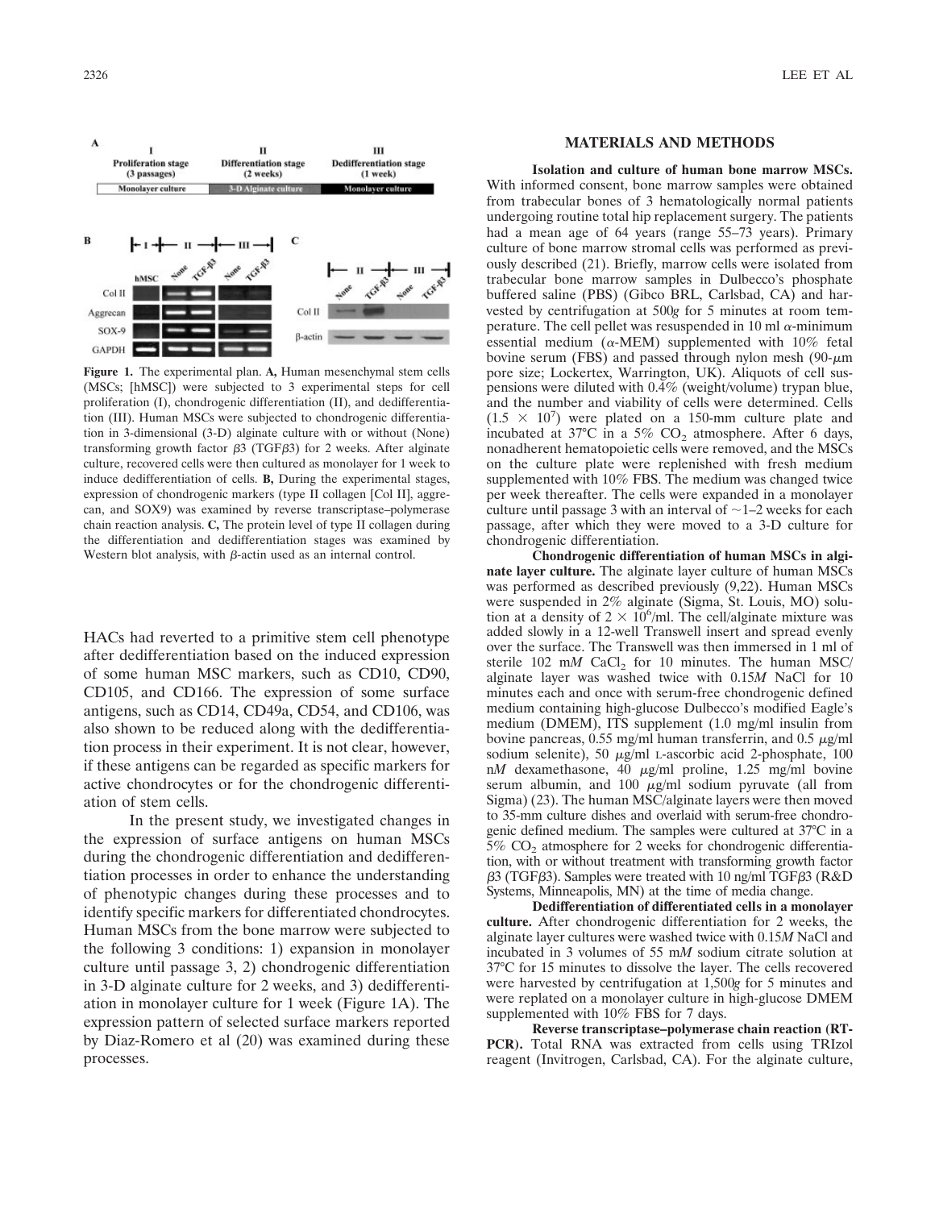**Figure 1.** The experimental plan. **A,** Human mesenchymal stem cells (MSCs; [hMSC]) were subjected to 3 experimental steps for cell proliferation (I), chondrogenic differentiation (II), and dedifferentiation (III). Human MSCs were subjected to chondrogenic differentiation in 3-dimensional (3-D) alginate culture with or without (None) transforming growth factor β3 (TGFβ3) for 2 weeks. After alginate culture, recovered cells were then cultured as monolayer for 1 week to induce dedifferentiation of cells. **B,** During the experimental stages, expression of chondrogenic markers (type II collagen [Col II], aggrecan, and SOX9) was examined by reverse transcriptase–polymerase chain reaction analysis. **C,** The protein level of type II collagen during the differentiation and dedifferentiation stages was examined by Western blot analysis, with β-actin used as an internal control.

HACs had reverted to a primitive stem cell phenotype after dedifferentiation based on the induced expression of some human MSC markers, such as CD10, CD90, CD105, and CD166. The expression of some surface antigens, such as CD14, CD49a, CD54, and CD106, was also shown to be reduced along with the dedifferentiation process in their experiment. It is not clear, however, if these antigens can be regarded as specific markers for active chondrocytes or for the chondrogenic differentiation of stem cells.

In the present study, we investigated changes in the expression of surface antigens on human MSCs during the chondrogenic differentiation and dedifferentiation processes in order to enhance the understanding of phenotypic changes during these processes and to identify specific markers for differentiated chondrocytes. Human MSCs from the bone marrow were subjected to the following 3 conditions: 1) expansion in monolayer culture until passage 3, 2) chondrogenic differentiation in 3-D alginate culture for 2 weeks, and 3) dedifferentiation in monolayer culture for 1 week (Figure 1A). The expression pattern of selected surface markers reported by Diaz-Romero et al (20) was examined during these processes.

## MATERIALS AND METHODS

**Isolation and culture of human bone marrow MSCs.** With informed consent, bone marrow samples were obtained from trabecular bones of 3 hematologically normal patients undergoing routine total hip replacement surgery. The patients had a mean age of 64 years (range 55–73 years). Primary culture of bone marrow stromal cells was performed as previously described (21). Briefly, marrow cells were isolated from trabecular bone marrow samples in Dulbecco's phosphate buffered saline (PBS) (Gibco BRL, Carlsbad, CA) and harvested by centrifugation at 500*g* for 5 minutes at room temperature. The cell pellet was resuspended in 10 ml α-minimum essential medium (α-MEM) supplemented with 10% fetal bovine serum (FBS) and passed through nylon mesh (90-μm pore size; Lockertex, Warrington, UK). Aliquots of cell suspensions were diluted with 0.4% (weight/volume) trypan blue, and the number and viability of cells were determined. Cells ($1.5 \times 10^7$) were plated on a 150-mm culture plate and incubated at 37°C in a 5% $CO_2$ atmosphere. After 6 days, nonadherent hematopoietic cells were removed, and the MSCs on the culture plate were replenished with fresh medium supplemented with 10% FBS. The medium was changed twice per week thereafter. The cells were expanded in a monolayer culture until passage 3 with an interval of ~1–2 weeks for each passage, after which they were moved to a 3-D culture for chondrogenic differentiation.

**Chondrogenic differentiation of human MSCs in alginate layer culture.** The alginate layer culture of human MSCs was performed as described previously (9,22). Human MSCs were suspended in 2% alginate (Sigma, St. Louis, MO) solution at a density of $2 \times 10^6$/ml. The cell/alginate mixture was added slowly in a 12-well Transwell insert and spread evenly over the surface. The Transwell was then immersed in 1 ml of sterile 102 m*M* $CaCl_2$ for 10 minutes. The human MSC/alginate layer was washed twice with 0.15*M* NaCl for 10 minutes each and once with serum-free chondrogenic defined medium containing high-glucose Dulbecco's modified Eagle's medium (DMEM), ITS supplement (1.0 mg/ml insulin from bovine pancreas, 0.55 mg/ml human transferrin, and 0.5 μg/ml sodium selenite), 50 μg/ml L-ascorbic acid 2-phosphate, 100 n*M* dexamethasone, 40 μg/ml proline, 1.25 mg/ml bovine serum albumin, and 100 μg/ml sodium pyruvate (all from Sigma) (23). The human MSC/alginate layers were then moved to 35-mm culture dishes and overlaid with serum-free chondrogenic defined medium. The samples were cultured at 37°C in a 5% $CO_2$ atmosphere for 2 weeks for chondrogenic differentiation, with or without treatment with transforming growth factor β3 (TGFβ3). Samples were treated with 10 ng/ml TGFβ3 (R&D Systems, Minneapolis, MN) at the time of media change.

**Dedifferentiation of differentiated cells in a monolayer culture.** After chondrogenic differentiation for 2 weeks, the alginate layer cultures were washed twice with 0.15*M* NaCl and incubated in 3 volumes of 55 m*M* sodium citrate solution at 37°C for 15 minutes to dissolve the layer. The cells recovered were harvested by centrifugation at 1,500*g* for 5 minutes and were replated on a monolayer culture in high-glucose DMEM supplemented with 10% FBS for 7 days.

**Reverse transcriptase–polymerase chain reaction (RT-PCR).** Total RNA was extracted from cells using TRIzol reagent (Invitrogen, Carlsbad, CA). For the alginate culture,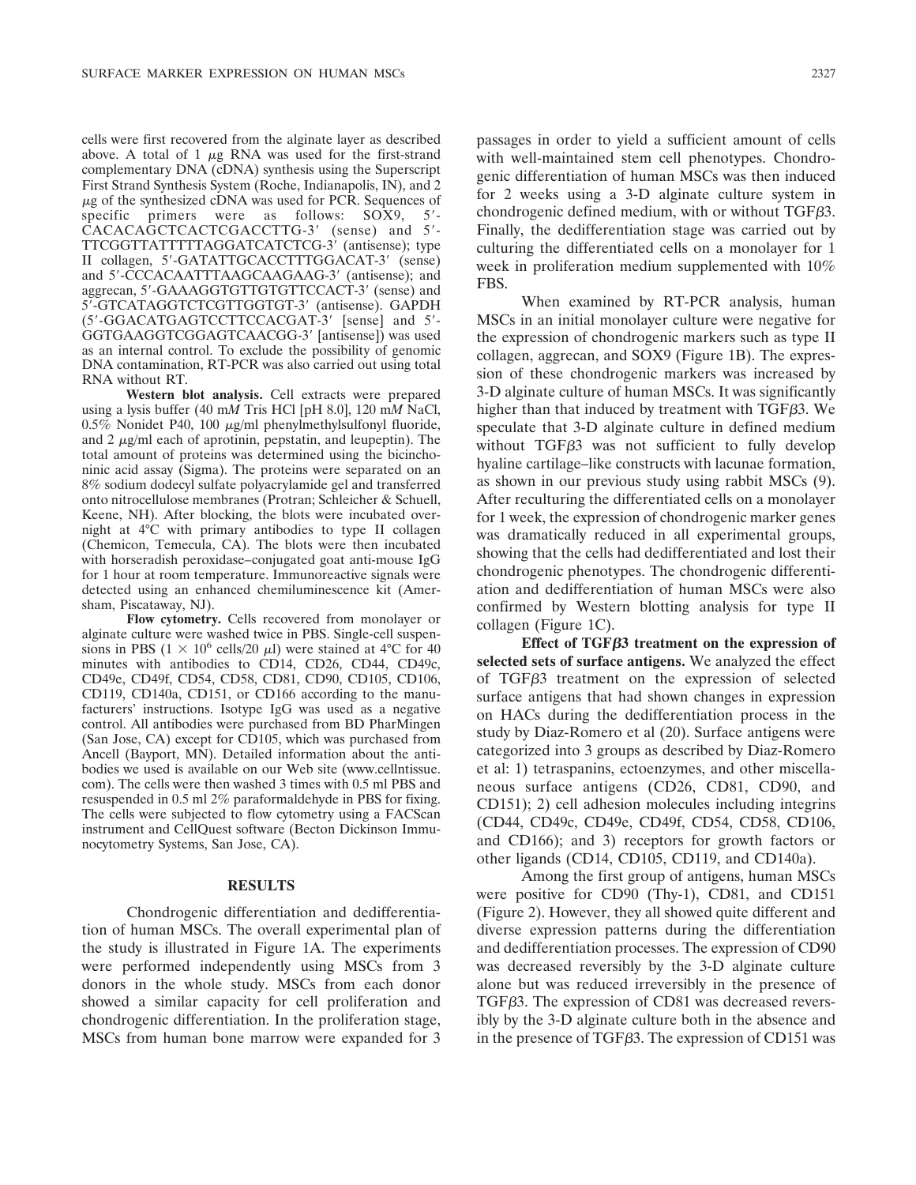cells were first recovered from the alginate layer as described above. A total of 1 μg RNA was used for the first-strand complementary DNA (cDNA) synthesis using the Superscript First Strand Synthesis System (Roche, Indianapolis, IN), and 2 μg of the synthesized cDNA was used for PCR. Sequences of specific primers were as follows: SOX9, 5′-CACACAGCTCACTCGACCTTG-3′ (sense) and 5′-TTCGGTTATTTTTAGGATCATCTCG-3′ (antisense); type II collagen, 5′-GATATTGCACCTTTGGACAT-3′ (sense) and 5′-CCCACAATTTAAGCAAGAAG-3′ (antisense); and aggrecan, 5′-GAAAGGTGTTGTGTTCCACT-3′ (sense) and 5′-GTCATAGGTCTCGTTGGTGT-3′ (antisense). GAPDH (5′-GGACATGAGTCCTTCCACGAT-3′ [sense] and 5′-GGTGAAGGTCGGAGTCAACGG-3′ [antisense]) was used as an internal control. To exclude the possibility of genomic DNA contamination, RT-PCR was also carried out using total RNA without RT.

**Western blot analysis.** Cell extracts were prepared using a lysis buffer (40 m*M* Tris HCl [pH 8.0], 120 m*M* NaCl, 0.5% Nonidet P40, 100 μg/ml phenylmethylsulfonyl fluoride, and 2 μg/ml each of aprotinin, pepstatin, and leupeptin). The total amount of proteins was determined using the bicinchoninic acid assay (Sigma). The proteins were separated on an 8% sodium dodecyl sulfate polyacrylamide gel and transferred onto nitrocellulose membranes (Protran; Schleicher & Schuell, Keene, NH). After blocking, the blots were incubated overnight at 4°C with primary antibodies to type II collagen (Chemicon, Temecula, CA). The blots were then incubated with horseradish peroxidase–conjugated goat anti-mouse IgG for 1 hour at room temperature. Immunoreactive signals were detected using an enhanced chemiluminescence kit (Amersham, Piscataway, NJ).

**Flow cytometry.** Cells recovered from monolayer or alginate culture were washed twice in PBS. Single-cell suspensions in PBS ($1 \times 10^6$ cells/20 μl) were stained at 4°C for 40 minutes with antibodies to CD14, CD26, CD44, CD49c, CD49e, CD49f, CD54, CD58, CD81, CD90, CD105, CD106, CD119, CD140a, CD151, or CD166 according to the manufacturers' instructions. Isotype IgG was used as a negative control. All antibodies were purchased from BD PharMingen (San Jose, CA) except for CD105, which was purchased from Ancell (Bayport, MN). Detailed information about the antibodies we used is available on our Web site (www.cellntissue.com). The cells were then washed 3 times with 0.5 ml PBS and resuspended in 0.5 ml 2% paraformaldehyde in PBS for fixing. The cells were subjected to flow cytometry using a FACScan instrument and CellQuest software (Becton Dickinson Immunocytometry Systems, San Jose, CA).

## RESULTS

Chondrogenic differentiation and dedifferentiation of human MSCs. The overall experimental plan of the study is illustrated in Figure 1A. The experiments were performed independently using MSCs from 3 donors in the whole study. MSCs from each donor showed a similar capacity for cell proliferation and chondrogenic differentiation. In the proliferation stage, MSCs from human bone marrow were expanded for 3 passages in order to yield a sufficient amount of cells with well-maintained stem cell phenotypes. Chondrogenic differentiation of human MSCs was then induced for 2 weeks using a 3-D alginate culture system in chondrogenic defined medium, with or without TGFβ3. Finally, the dedifferentiation stage was carried out by culturing the differentiated cells on a monolayer for 1 week in proliferation medium supplemented with 10% FBS.

When examined by RT-PCR analysis, human MSCs in an initial monolayer culture were negative for the expression of chondrogenic markers such as type II collagen, aggrecan, and SOX9 (Figure 1B). The expression of these chondrogenic markers was increased by 3-D alginate culture of human MSCs. It was significantly higher than that induced by treatment with TGFβ3. We speculate that 3-D alginate culture in defined medium without TGFβ3 was not sufficient to fully develop hyaline cartilage–like constructs with lacunae formation, as shown in our previous study using rabbit MSCs (9). After reculturing the differentiated cells on a monolayer for 1 week, the expression of chondrogenic marker genes was dramatically reduced in all experimental groups, showing that the cells had dedifferentiated and lost their chondrogenic phenotypes. The chondrogenic differentiation and dedifferentiation of human MSCs were also confirmed by Western blotting analysis for type II collagen (Figure 1C).

**Effect of TGFβ3 treatment on the expression of selected sets of surface antigens.** We analyzed the effect of TGFβ3 treatment on the expression of selected surface antigens that had shown changes in expression on HACs during the dedifferentiation process in the study by Diaz-Romero et al (20). Surface antigens were categorized into 3 groups as described by Diaz-Romero et al: 1) tetraspanins, ectoenzymes, and other miscellaneous surface antigens (CD26, CD81, CD90, and CD151); 2) cell adhesion molecules including integrins (CD44, CD49c, CD49e, CD49f, CD54, CD58, CD106, and CD166); and 3) receptors for growth factors or other ligands (CD14, CD105, CD119, and CD140a).

Among the first group of antigens, human MSCs were positive for CD90 (Thy-1), CD81, and CD151 (Figure 2). However, they all showed quite different and diverse expression patterns during the differentiation and dedifferentiation processes. The expression of CD90 was decreased reversibly by the 3-D alginate culture alone but was reduced irreversibly in the presence of TGFβ3. The expression of CD81 was decreased reversibly by the 3-D alginate culture both in the absence and in the presence of TGFβ3. The expression of CD151 was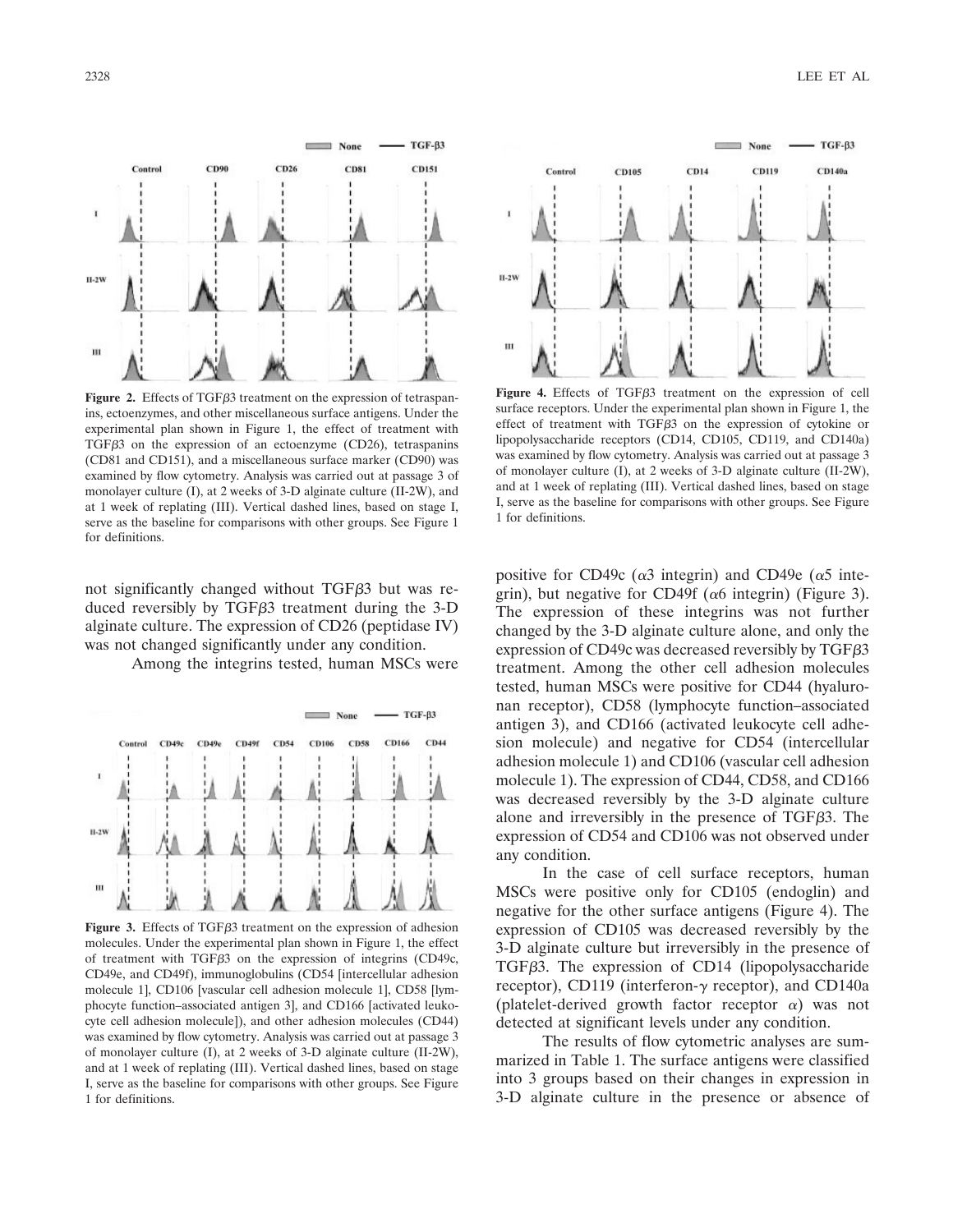**Figure 2.** Effects of TGFβ3 treatment on the expression of tetraspanins, ectoenzymes, and other miscellaneous surface antigens. Under the experimental plan shown in Figure 1, the effect of treatment with TGFβ3 on the expression of an ectoenzyme (CD26), tetraspanins (CD81 and CD151), and a miscellaneous surface marker (CD90) was examined by flow cytometry. Analysis was carried out at passage 3 of monolayer culture (I), at 2 weeks of 3-D alginate culture (II-2W), and at 1 week of replating (III). Vertical dashed lines, based on stage I, serve as the baseline for comparisons with other groups. See Figure 1 for definitions.

**Figure 4.** Effects of TGFβ3 treatment on the expression of cell surface receptors. Under the experimental plan shown in Figure 1, the effect of treatment with TGFβ3 on the expression of cytokine or lipopolysaccharide receptors (CD14, CD105, CD119, and CD140a) was examined by flow cytometry. Analysis was carried out at passage 3 of monolayer culture (I), at 2 weeks of 3-D alginate culture (II-2W), and at 1 week of replating (III). Vertical dashed lines, based on stage I, serve as the baseline for comparisons with other groups. See Figure 1 for definitions.

not significantly changed without TGFβ3 but was reduced reversibly by TGFβ3 treatment during the 3-D alginate culture. The expression of CD26 (peptidase IV) was not changed significantly under any condition.

Among the integrins tested, human MSCs were positive for CD49c (α3 integrin) and CD49e (α5 integrin), but negative for CD49f (α6 integrin) (Figure 3). The expression of these integrins was not further changed by the 3-D alginate culture alone, and only the expression of CD49c was decreased reversibly by TGFβ3 treatment. Among the other cell adhesion molecules tested, human MSCs were positive for CD44 (hyaluronan receptor), CD58 (lymphocyte function–associated antigen 3), and CD166 (activated leukocyte cell adhesion molecule) and negative for CD54 (intercellular adhesion molecule 1) and CD106 (vascular cell adhesion molecule 1). The expression of CD44, CD58, and CD166 was decreased reversibly by the 3-D alginate culture alone and irreversibly in the presence of TGFβ3. The expression of CD54 and CD106 was not observed under any condition.

**Figure 3.** Effects of TGFβ3 treatment on the expression of adhesion molecules. Under the experimental plan shown in Figure 1, the effect of treatment with TGFβ3 on the expression of integrins (CD49c, CD49e, and CD49f), immunoglobulins (CD54 [intercellular adhesion molecule 1], CD106 [vascular cell adhesion molecule 1], CD58 [lymphocyte function–associated antigen 3], and CD166 [activated leukocyte cell adhesion molecule]), and other adhesion molecules (CD44) was examined by flow cytometry. Analysis was carried out at passage 3 of monolayer culture (I), at 2 weeks of 3-D alginate culture (II-2W), and at 1 week of replating (III). Vertical dashed lines, based on stage I, serve as the baseline for comparisons with other groups. See Figure 1 for definitions.

In the case of cell surface receptors, human MSCs were positive only for CD105 (endoglin) and negative for the other surface antigens (Figure 4). The expression of CD105 was decreased reversibly by the 3-D alginate culture but irreversibly in the presence of TGFβ3. The expression of CD14 (lipopolysaccharide receptor), CD119 (interferon-γ receptor), and CD140a (platelet-derived growth factor receptor α) was not detected at significant levels under any condition.

The results of flow cytometric analyses are summarized in Table 1. The surface antigens were classified into 3 groups based on their changes in expression in 3-D alginate culture in the presence or absence of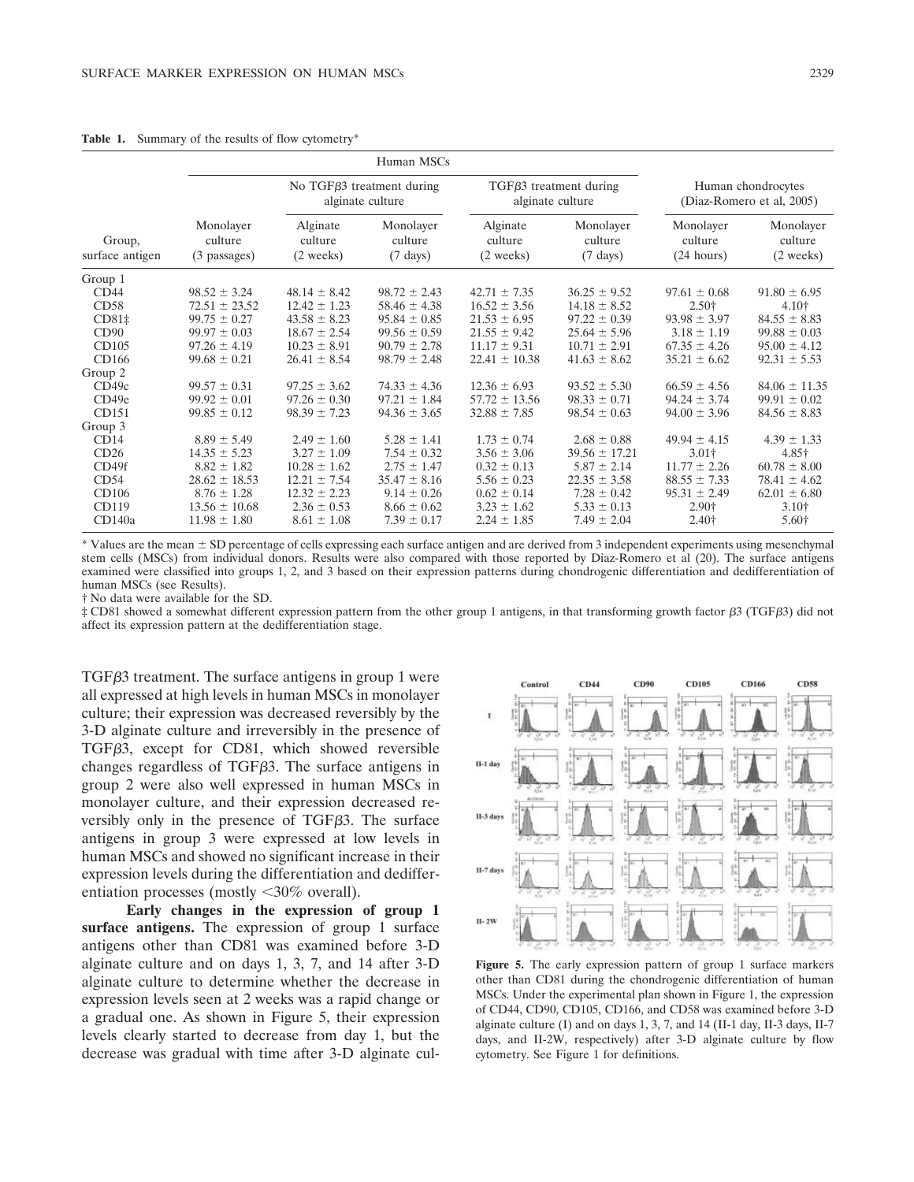**Table 1.** Summary of the results of flow cytometry*

| | Human MSCs | | | | | | |
|---|---|---|---|---|---|---|---|
| | | No TGFβ3 treatment during alginate culture | | TGFβ3 treatment during alginate culture | | Human chondrocytes (Diaz-Romero et al, 2005) | |
| Group, surface antigen | Monolayer culture (3 passages) | Alginate culture (2 weeks) | Monolayer culture (7 days) | Alginate culture (2 weeks) | Monolayer culture (7 days) | Monolayer culture (24 hours) | Monolayer culture (2 weeks) |
| Group 1 | | | | | | | |
| CD44 | 98.52 ± 3.24 | 48.14 ± 8.42 | 98.72 ± 2.43 | 42.71 ± 7.35 | 36.25 ± 9.52 | 97.61 ± 0.68 | 91.80 ± 6.95 |
| CD58 | 72.51 ± 23.52 | 12.42 ± 1.23 | 58.46 ± 4.38 | 16.52 ± 3.56 | 14.18 ± 8.52 | 2.50† | 4.10† |
| CD81‡ | 99.75 ± 0.27 | 43.58 ± 8.23 | 95.84 ± 0.85 | 21.53 ± 6.95 | 97.22 ± 0.39 | 93.98 ± 3.97 | 84.55 ± 8.83 |
| CD90 | 99.97 ± 0.03 | 18.67 ± 2.54 | 99.56 ± 0.59 | 21.55 ± 9.42 | 25.64 ± 5.96 | 3.18 ± 1.19 | 99.88 ± 0.03 |
| CD105 | 97.26 ± 4.19 | 10.23 ± 8.91 | 90.79 ± 2.78 | 11.17 ± 9.31 | 10.71 ± 2.91 | 67.35 ± 4.26 | 95.00 ± 4.12 |
| CD166 | 99.68 ± 0.21 | 26.41 ± 8.54 | 98.79 ± 2.48 | 22.41 ± 10.38 | 41.63 ± 8.62 | 35.21 ± 6.62 | 92.31 ± 5.53 |
| Group 2 | | | | | | | |
| CD49c | 99.57 ± 0.31 | 97.25 ± 3.62 | 74.33 ± 4.36 | 12.36 ± 6.93 | 93.52 ± 5.30 | 66.59 ± 4.56 | 84.06 ± 11.35 |
| CD49e | 99.92 ± 0.01 | 97.26 ± 0.30 | 97.21 ± 1.84 | 57.72 ± 13.56 | 98.33 ± 0.71 | 94.24 ± 3.74 | 99.91 ± 0.02 |
| CD151 | 99.85 ± 0.12 | 98.39 ± 7.23 | 94.36 ± 3.65 | 32.88 ± 7.85 | 98.54 ± 0.63 | 94.00 ± 3.96 | 84.56 ± 8.83 |
| Group 3 | | | | | | | |
| CD14 | 8.89 ± 5.49 | 2.49 ± 1.60 | 5.28 ± 1.41 | 1.73 ± 0.74 | 2.68 ± 0.88 | 49.94 ± 4.15 | 4.39 ± 1.33 |
| CD26 | 14.35 ± 5.23 | 3.27 ± 1.09 | 7.54 ± 0.32 | 3.56 ± 3.06 | 39.56 ± 17.21 | 3.01† | 4.85† |
| CD49f | 8.82 ± 1.82 | 10.28 ± 1.62 | 2.75 ± 1.47 | 0.32 ± 0.13 | 5.87 ± 2.14 | 11.77 ± 2.26 | 60.78 ± 8.00 |
| CD54 | 28.62 ± 18.53 | 12.21 ± 7.54 | 35.47 ± 8.16 | 5.56 ± 0.23 | 22.35 ± 3.58 | 88.55 ± 7.33 | 78.41 ± 4.62 |
| CD106 | 8.76 ± 1.28 | 12.32 ± 2.23 | 9.14 ± 0.26 | 0.62 ± 0.14 | 7.28 ± 0.42 | 95.31 ± 2.49 | 62.01 ± 6.80 |
| CD119 | 13.56 ± 10.68 | 2.36 ± 0.53 | 8.66 ± 0.62 | 3.23 ± 1.62 | 5.33 ± 0.13 | 2.90† | 3.10† |
| CD140a | 11.98 ± 1.80 | 8.61 ± 1.08 | 7.39 ± 0.17 | 2.24 ± 1.85 | 7.49 ± 2.04 | 2.40† | 5.60† |

\* Values are the mean ± SD percentage of cells expressing each surface antigen and are derived from 3 independent experiments using mesenchymal stem cells (MSCs) from individual donors. Results were also compared with those reported by Diaz-Romero et al (20). The surface antigens examined were classified into groups 1, 2, and 3 based on their expression patterns during chondrogenic differentiation and dedifferentiation of human MSCs (see Results).

† No data were available for the SD.

‡ CD81 showed a somewhat different expression pattern from the other group 1 antigens, in that transforming growth factor β3 (TGFβ3) did not affect its expression pattern at the dedifferentiation stage.

TGFβ3 treatment. The surface antigens in group 1 were all expressed at high levels in human MSCs in monolayer culture; their expression was decreased reversibly by the 3-D alginate culture and irreversibly in the presence of TGFβ3, except for CD81, which showed reversible changes regardless of TGFβ3. The surface antigens in group 2 were also well expressed in human MSCs in monolayer culture, and their expression decreased reversibly only in the presence of TGFβ3. The surface antigens in group 3 were expressed at low levels in human MSCs and showed no significant increase in their expression levels during the differentiation and dedifferentiation processes (mostly <30% overall).

**Early changes in the expression of group 1 surface antigens.** The expression of group 1 surface antigens other than CD81 was examined before 3-D alginate culture and on days 1, 3, 7, and 14 after 3-D alginate culture to determine whether the decrease in expression levels seen at 2 weeks was a rapid change or a gradual one. As shown in Figure 5, their expression levels clearly started to decrease from day 1, but the decrease was gradual with time after 3-D alginate cul-

**Figure 5.** The early expression pattern of group 1 surface markers other than CD81 during the chondrogenic differentiation of human MSCs. Under the experimental plan shown in Figure 1, the expression of CD44, CD90, CD105, CD166, and CD58 was examined before 3-D alginate culture (I) and on days 1, 3, 7, and 14 (II-1 day, II-3 days, II-7 days, and II-2W, respectively) after 3-D alginate culture by flow cytometry. See Figure 1 for definitions.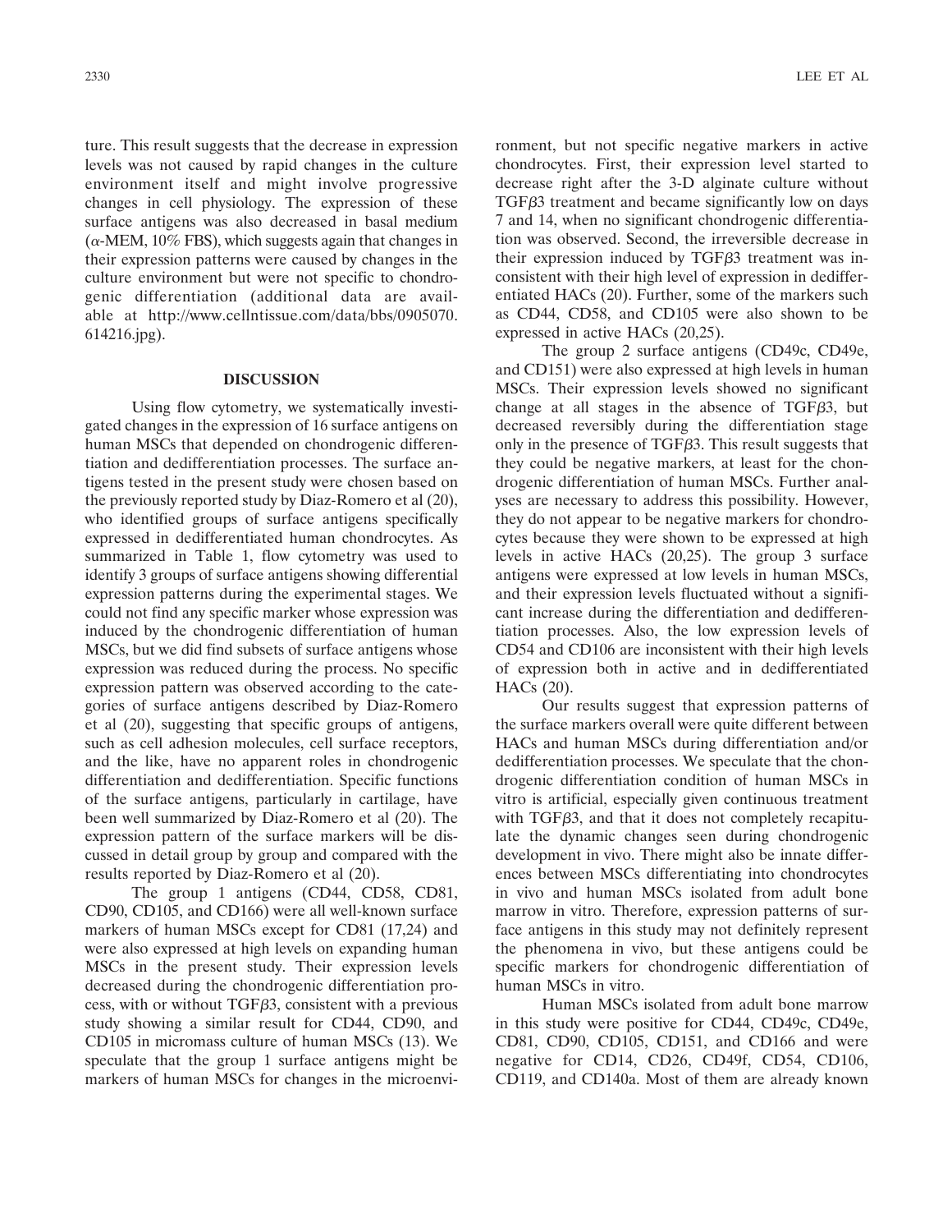ture. This result suggests that the decrease in expression levels was not caused by rapid changes in the culture environment itself and might involve progressive changes in cell physiology. The expression of these surface antigens was also decreased in basal medium (α-MEM, 10% FBS), which suggests again that changes in their expression patterns were caused by changes in the culture environment but were not specific to chondrogenic differentiation (additional data are available at http://www.cellntissue.com/data/bbs/0905070.614216.jpg).

## DISCUSSION

Using flow cytometry, we systematically investigated changes in the expression of 16 surface antigens on human MSCs that depended on chondrogenic differentiation and dedifferentiation processes. The surface antigens tested in the present study were chosen based on the previously reported study by Diaz-Romero et al (20), who identified groups of surface antigens specifically expressed in dedifferentiated human chondrocytes. As summarized in Table 1, flow cytometry was used to identify 3 groups of surface antigens showing differential expression patterns during the experimental stages. We could not find any specific marker whose expression was induced by the chondrogenic differentiation of human MSCs, but we did find subsets of surface antigens whose expression was reduced during the process. No specific expression pattern was observed according to the categories of surface antigens described by Diaz-Romero et al (20), suggesting that specific groups of antigens, such as cell adhesion molecules, cell surface receptors, and the like, have no apparent roles in chondrogenic differentiation and dedifferentiation. Specific functions of the surface antigens, particularly in cartilage, have been well summarized by Diaz-Romero et al (20). The expression pattern of the surface markers will be discussed in detail group by group and compared with the results reported by Diaz-Romero et al (20).

The group 1 antigens (CD44, CD58, CD81, CD90, CD105, and CD166) were all well-known surface markers of human MSCs except for CD81 (17,24) and were also expressed at high levels on expanding human MSCs in the present study. Their expression levels decreased during the chondrogenic differentiation process, with or without TGFβ3, consistent with a previous study showing a similar result for CD44, CD90, and CD105 in micromass culture of human MSCs (13). We speculate that the group 1 surface antigens might be markers of human MSCs for changes in the microenvironment, but not specific negative markers in active chondrocytes. First, their expression level started to decrease right after the 3-D alginate culture without TGFβ3 treatment and became significantly low on days 7 and 14, when no significant chondrogenic differentiation was observed. Second, the irreversible decrease in their expression induced by TGFβ3 treatment was inconsistent with their high level of expression in dedifferentiated HACs (20). Further, some of the markers such as CD44, CD58, and CD105 were also shown to be expressed in active HACs (20,25).

The group 2 surface antigens (CD49c, CD49e, and CD151) were also expressed at high levels in human MSCs. Their expression levels showed no significant change at all stages in the absence of TGFβ3, but decreased reversibly during the differentiation stage only in the presence of TGFβ3. This result suggests that they could be negative markers, at least for the chondrogenic differentiation of human MSCs. Further analyses are necessary to address this possibility. However, they do not appear to be negative markers for chondrocytes because they were shown to be expressed at high levels in active HACs (20,25). The group 3 surface antigens were expressed at low levels in human MSCs, and their expression levels fluctuated without a significant increase during the differentiation and dedifferentiation processes. Also, the low expression levels of CD54 and CD106 are inconsistent with their high levels of expression both in active and in dedifferentiated HACs (20).

Our results suggest that expression patterns of the surface markers overall were quite different between HACs and human MSCs during differentiation and/or dedifferentiation processes. We speculate that the chondrogenic differentiation condition of human MSCs in vitro is artificial, especially given continuous treatment with TGFβ3, and that it does not completely recapitulate the dynamic changes seen during chondrogenic development in vivo. There might also be innate differences between MSCs differentiating into chondrocytes in vivo and human MSCs isolated from adult bone marrow in vitro. Therefore, expression patterns of surface antigens in this study may not definitely represent the phenomena in vivo, but these antigens could be specific markers for chondrogenic differentiation of human MSCs in vitro.

Human MSCs isolated from adult bone marrow in this study were positive for CD44, CD49c, CD49e, CD81, CD90, CD105, CD151, and CD166 and were negative for CD14, CD26, CD49f, CD54, CD106, CD119, and CD140a. Most of them are already known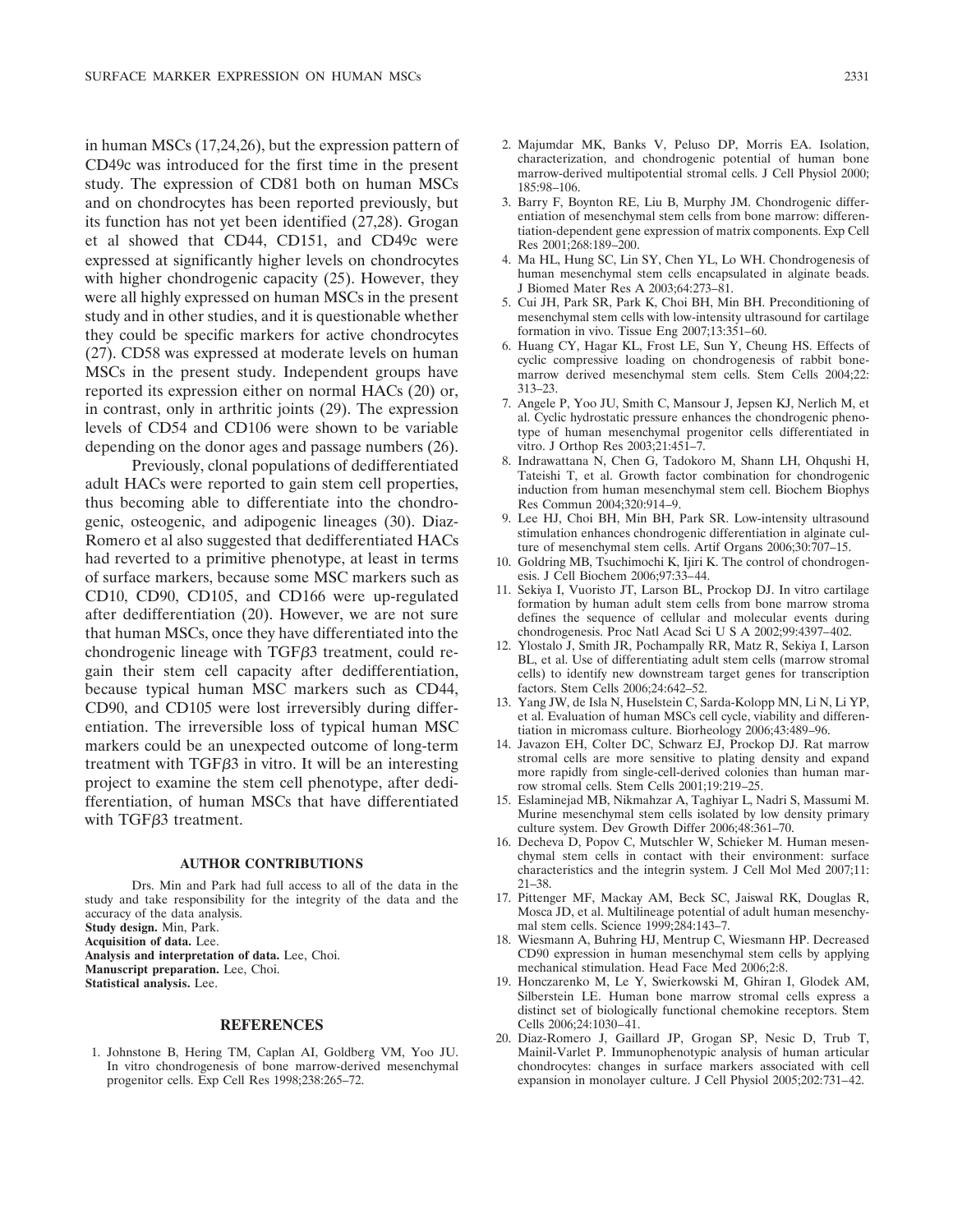in human MSCs (17,24,26), but the expression pattern of CD49c was introduced for the first time in the present study. The expression of CD81 both on human MSCs and on chondrocytes has been reported previously, but its function has not yet been identified (27,28). Grogan et al showed that CD44, CD151, and CD49c were expressed at significantly higher levels on chondrocytes with higher chondrogenic capacity (25). However, they were all highly expressed on human MSCs in the present study and in other studies, and it is questionable whether they could be specific markers for active chondrocytes (27). CD58 was expressed at moderate levels on human MSCs in the present study. Independent groups have reported its expression either on normal HACs (20) or, in contrast, only in arthritic joints (29). The expression levels of CD54 and CD106 were shown to be variable depending on the donor ages and passage numbers (26).

Previously, clonal populations of dedifferentiated adult HACs were reported to gain stem cell properties, thus becoming able to differentiate into the chondrogenic, osteogenic, and adipogenic lineages (30). Diaz-Romero et al also suggested that dedifferentiated HACs had reverted to a primitive phenotype, at least in terms of surface markers, because some MSC markers such as CD10, CD90, CD105, and CD166 were up-regulated after dedifferentiation (20). However, we are not sure that human MSCs, once they have differentiated into the chondrogenic lineage with TGF$\beta$3 treatment, could regain their stem cell capacity after dedifferentiation, because typical human MSC markers such as CD44, CD90, and CD105 were lost irreversibly during differentiation. The irreversible loss of typical human MSC markers could be an unexpected outcome of long-term treatment with TGF$\beta$3 in vitro. It will be an interesting project to examine the stem cell phenotype, after dedifferentiation, of human MSCs that have differentiated with TGF$\beta$3 treatment.

## AUTHOR CONTRIBUTIONS

Drs. Min and Park had full access to all of the data in the study and take responsibility for the integrity of the data and the accuracy of the data analysis.

**Study design.** Min, Park.

**Acquisition of data.** Lee.

**Analysis and interpretation of data.** Lee, Choi.

**Manuscript preparation.** Lee, Choi.

**Statistical analysis.** Lee.

## REFERENCES

1. Johnstone B, Hering TM, Caplan AI, Goldberg VM, Yoo JU. In vitro chondrogenesis of bone marrow-derived mesenchymal progenitor cells. Exp Cell Res 1998;238:265–72.
2. Majumdar MK, Banks V, Peluso DP, Morris EA. Isolation, characterization, and chondrogenic potential of human bone marrow-derived multipotential stromal cells. J Cell Physiol 2000; 185:98–106.
3. Barry F, Boynton RE, Liu B, Murphy JM. Chondrogenic differentiation of mesenchymal stem cells from bone marrow: differentiation-dependent gene expression of matrix components. Exp Cell Res 2001;268:189–200.
4. Ma HL, Hung SC, Lin SY, Chen YL, Lo WH. Chondrogenesis of human mesenchymal stem cells encapsulated in alginate beads. J Biomed Mater Res A 2003;64:273–81.
5. Cui JH, Park SR, Park K, Choi BH, Min BH. Preconditioning of mesenchymal stem cells with low-intensity ultrasound for cartilage formation in vivo. Tissue Eng 2007;13:351–60.
6. Huang CY, Hagar KL, Frost LE, Sun Y, Cheung HS. Effects of cyclic compressive loading on chondrogenesis of rabbit bone-marrow derived mesenchymal stem cells. Stem Cells 2004;22: 313–23.
7. Angele P, Yoo JU, Smith C, Mansour J, Jepsen KJ, Nerlich M, et al. Cyclic hydrostatic pressure enhances the chondrogenic phenotype of human mesenchymal progenitor cells differentiated in vitro. J Orthop Res 2003;21:451–7.
8. Indrawattana N, Chen G, Tadokoro M, Shann LH, Ohqushi H, Tateishi T, et al. Growth factor combination for chondrogenic induction from human mesenchymal stem cell. Biochem Biophys Res Commun 2004;320:914–9.
9. Lee HJ, Choi BH, Min BH, Park SR. Low-intensity ultrasound stimulation enhances chondrogenic differentiation in alginate culture of mesenchymal stem cells. Artif Organs 2006;30:707–15.
10. Goldring MB, Tsuchimochi K, Ijiri K. The control of chondrogenesis. J Cell Biochem 2006;97:33–44.
11. Sekiya I, Vuoristo JT, Larson BL, Prockop DJ. In vitro cartilage formation by human adult stem cells from bone marrow stroma defines the sequence of cellular and molecular events during chondrogenesis. Proc Natl Acad Sci U S A 2002;99:4397–402.
12. Ylostalo J, Smith JR, Pochampally RR, Matz R, Sekiya I, Larson BL, et al. Use of differentiating adult stem cells (marrow stromal cells) to identify new downstream target genes for transcription factors. Stem Cells 2006;24:642–52.
13. Yang JW, de Isla N, Huselstein C, Sarda-Kolopp MN, Li N, Li YP, et al. Evaluation of human MSCs cell cycle, viability and differentiation in micromass culture. Biorheology 2006;43:489–96.
14. Javazon EH, Colter DC, Schwarz EJ, Prockop DJ. Rat marrow stromal cells are more sensitive to plating density and expand more rapidly from single-cell-derived colonies than human marrow stromal cells. Stem Cells 2001;19:219–25.
15. Eslaminejad MB, Nikmahzar A, Taghiyar L, Nadri S, Massumi M. Murine mesenchymal stem cells isolated by low density primary culture system. Dev Growth Differ 2006;48:361–70.
16. Decheva D, Popov C, Mutschler W, Schieker M. Human mesenchymal stem cells in contact with their environment: surface characteristics and the integrin system. J Cell Mol Med 2007;11: 21–38.
17. Pittenger MF, Mackay AM, Beck SC, Jaiswal RK, Douglas R, Mosca JD, et al. Multilineage potential of adult human mesenchymal stem cells. Science 1999;284:143–7.
18. Wiesmann A, Buhring HJ, Mentrup C, Wiesmann HP. Decreased CD90 expression in human mesenchymal stem cells by applying mechanical stimulation. Head Face Med 2006;2:8.
19. Honczarenko M, Le Y, Swierkowski M, Ghiran I, Glodek AM, Silberstein LE. Human bone marrow stromal cells express a distinct set of biologically functional chemokine receptors. Stem Cells 2006;24:1030–41.
20. Diaz-Romero J, Gaillard JP, Grogan SP, Nesic D, Trub T, Mainil-Varlet P. Immunophenotypic analysis of human articular chondrocytes: changes in surface markers associated with cell expansion in monolayer culture. J Cell Physiol 2005;202:731–42.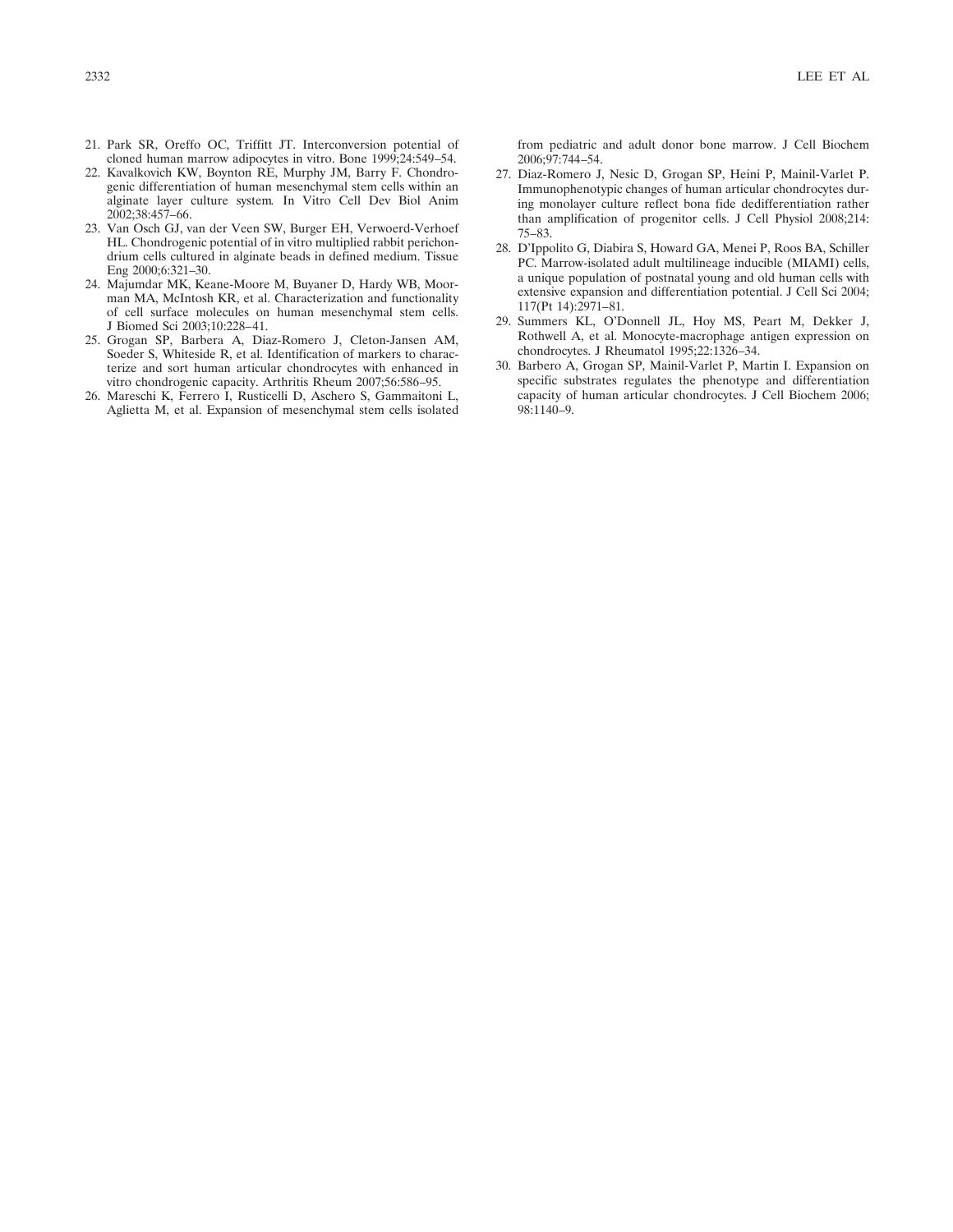21. Park SR, Oreffo OC, Triffitt JT. Interconversion potential of cloned human marrow adipocytes in vitro. Bone 1999;24:549–54.
22. Kavalkovich KW, Boynton RE, Murphy JM, Barry F. Chondrogenic differentiation of human mesenchymal stem cells within an alginate layer culture system. In Vitro Cell Dev Biol Anim 2002;38:457–66.
23. Van Osch GJ, van der Veen SW, Burger EH, Verwoerd-Verhoef HL. Chondrogenic potential of in vitro multiplied rabbit perichondrium cells cultured in alginate beads in defined medium. Tissue Eng 2000;6:321–30.
24. Majumdar MK, Keane-Moore M, Buyaner D, Hardy WB, Moorman MA, McIntosh KR, et al. Characterization and functionality of cell surface molecules on human mesenchymal stem cells. J Biomed Sci 2003;10:228–41.
25. Grogan SP, Barbera A, Diaz-Romero J, Cleton-Jansen AM, Soeder S, Whiteside R, et al. Identification of markers to characterize and sort human articular chondrocytes with enhanced in vitro chondrogenic capacity. Arthritis Rheum 2007;56:586–95.
26. Mareschi K, Ferrero I, Rusticelli D, Aschero S, Gammaitoni L, Aglietta M, et al. Expansion of mesenchymal stem cells isolated from pediatric and adult donor bone marrow. J Cell Biochem 2006;97:744–54.
27. Diaz-Romero J, Nesic D, Grogan SP, Heini P, Mainil-Varlet P. Immunophenotypic changes of human articular chondrocytes during monolayer culture reflect bona fide dedifferentiation rather than amplification of progenitor cells. J Cell Physiol 2008;214: 75–83.
28. D'Ippolito G, Diabira S, Howard GA, Menei P, Roos BA, Schiller PC. Marrow-isolated adult multilineage inducible (MIAMI) cells, a unique population of postnatal young and old human cells with extensive expansion and differentiation potential. J Cell Sci 2004; 117(Pt 14):2971–81.
29. Summers KL, O'Donnell JL, Hoy MS, Peart M, Dekker J, Rothwell A, et al. Monocyte-macrophage antigen expression on chondrocytes. J Rheumatol 1995;22:1326–34.
30. Barbero A, Grogan SP, Mainil-Varlet P, Martin I. Expansion on specific substrates regulates the phenotype and differentiation capacity of human articular chondrocytes. J Cell Biochem 2006; 98:1140–9.